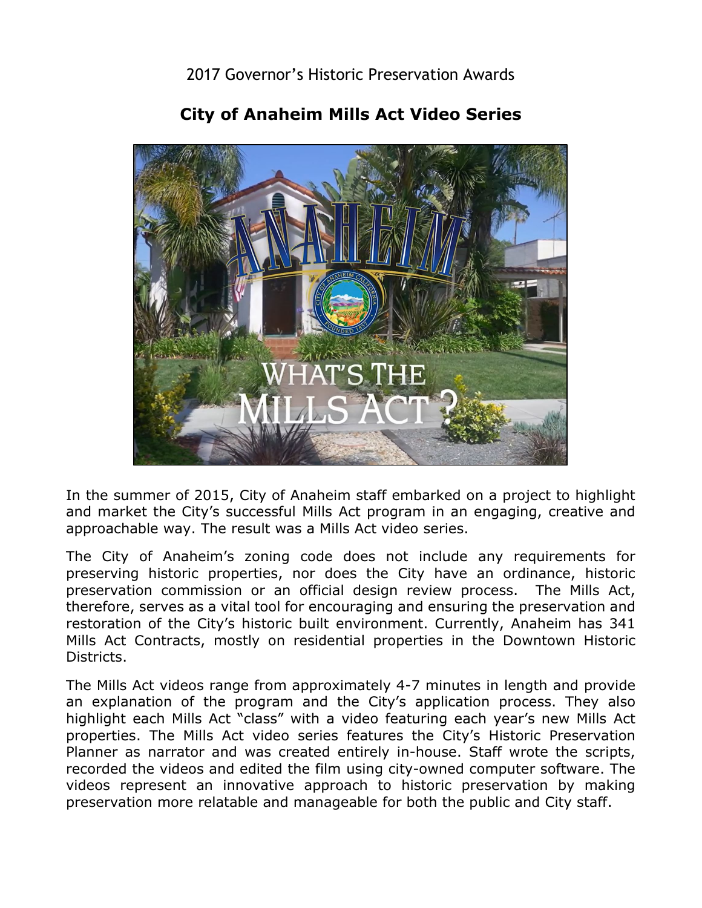2017 Governor's Historic Preservation Awards

# City of Anaheim Mills Act Video Series

In the summer of 2015, City of Anaheim staff embarked on a project to highlight and market the City's successful Mills Act program in an engaging, creative and approachable way. The result was a Mills Act video series.

The City of Anaheim's zoning code does not include any requirements for preserving historic properties, nor does the City have an ordinance, historic preservation commission or an official design review process. The Mills Act, therefore, serves as a vital tool for encouraging and ensuring the preservation and restoration of the City's historic built environment. Currently, Anaheim has 341 Mills Act Contracts, mostly on residential properties in the Downtown Historic Districts.

The Mills Act videos range from approximately 4-7 minutes in length and provide an explanation of the program and the City's application process. They also highlight each Mills Act "class" with a video featuring each year's new Mills Act properties. The Mills Act video series features the City's Historic Preservation Planner as narrator and was created entirely in-house. Staff wrote the scripts, recorded the videos and edited the film using city-owned computer software. The videos represent an innovative approach to historic preservation by making preservation more relatable and manageable for both the public and City staff.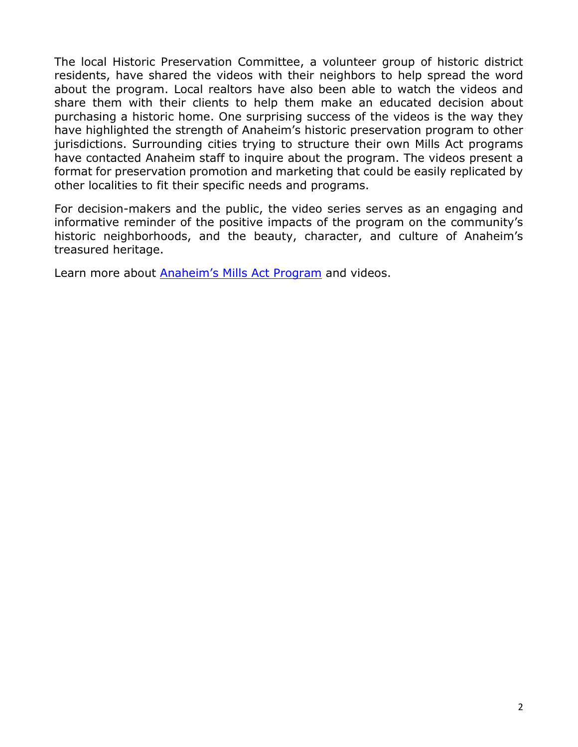The local Historic Preservation Committee, a volunteer group of historic district residents, have shared the videos with their neighbors to help spread the word about the program. Local realtors have also been able to watch the videos and share them with their clients to help them make an educated decision about purchasing a historic home. One surprising success of the videos is the way they have highlighted the strength of Anaheim's historic preservation program to other jurisdictions. Surrounding cities trying to structure their own Mills Act programs have contacted Anaheim staff to inquire about the program. The videos present a format for preservation promotion and marketing that could be easily replicated by other localities to fit their specific needs and programs.

For decision-makers and the public, the video series serves as an engaging and informative reminder of the positive impacts of the program on the community's historic neighborhoods, and the beauty, character, and culture of Anaheim's treasured heritage.

Learn more about Anaheim's Mills Act Program and videos.